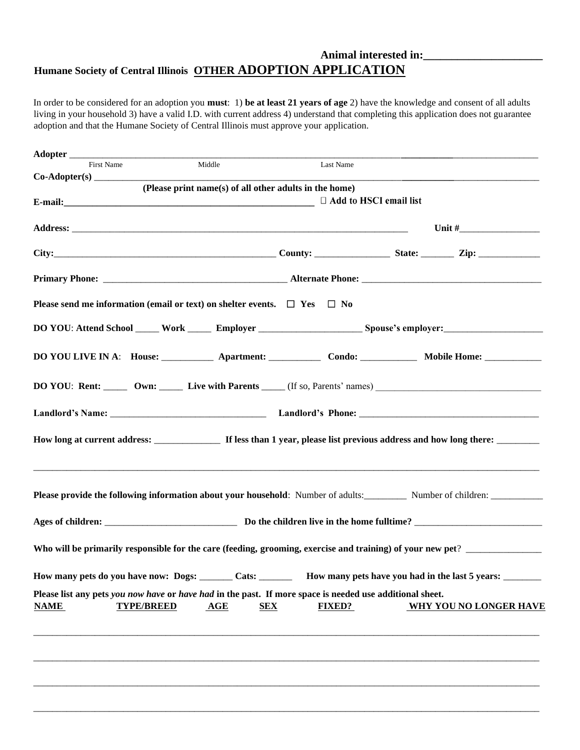**Animal interested in:____________________**

**Humane Society of Central Illinois** **OTHER ADOPTION APPLICATION**

In order to be considered for an adoption you **must**: 1) **be at least 21 years of age** 2) have the knowledge and consent of all adults living in your household 3) have a valid I.D. with current address 4) understand that completing this application does not guarantee adoption and that the Humane Society of Central Illinois must approve your application.

**Adopter** ________________________________________________________________________________
First Name Middle Last Name

**Co-Adopter(s)** ________________________________________________________________________________
**(Please print name(s) of all other adults in the home)**

**E-mail:**_____________________________________________ ☐ **Add to HSCI email list**

**Address:** ________________________________________________________________ **Unit #**_______________

**City:**_____________________________________________ **County:** ______________ **State:** ______ **Zip:** ____________

**Primary Phone:** ____________________________________ **Alternate Phone:** ___________________________________

**Please send me information (email or text) on shelter events.** ☐ **Yes** ☐ **No**

**DO YOU**: **Attend School** _____ **Work** _____ **Employer** ____________________ **Spouse's employer:**___________________

**DO YOU LIVE IN A**: **House:** __________ **Apartment:** __________ **Condo:** ___________ **Mobile Home:** ___________

**DO YOU**: **Rent:** _____ **Own:** _____ **Live with Parents** _____ (If so, Parents' names) ________________________________

**Landlord's Name:** _______________________________ **Landlord's Phone:** ____________________________________

**How long at current address:** _____________ **If less than 1 year, please list previous address and how long there:** ________

___________________________________________________________________________________________________

**Please provide the following information about your household**: Number of adults:________ Number of children: __________

**Ages of children:** __________________________ **Do the children live in the home fulltime?** _________________________

**Who will be primarily responsible for the care (feeding, grooming, exercise and training) of your new pet**? _______________

**How many pets do you have now: Dogs:** ______ **Cats:** ______ **How many pets have you had in the last 5 years:** _______

**Please list any pets** ***you now have*** **or** ***have had*** **in the past. If more space is needed use additional sheet.**

| NAME | TYPE/BREED | AGE | SEX | FIXED? | WHY YOU NO LONGER HAVE |
|---|---|---|---|---|---|
| | | | | | |
| | | | | | |
| | | | | | |
| | | | | | |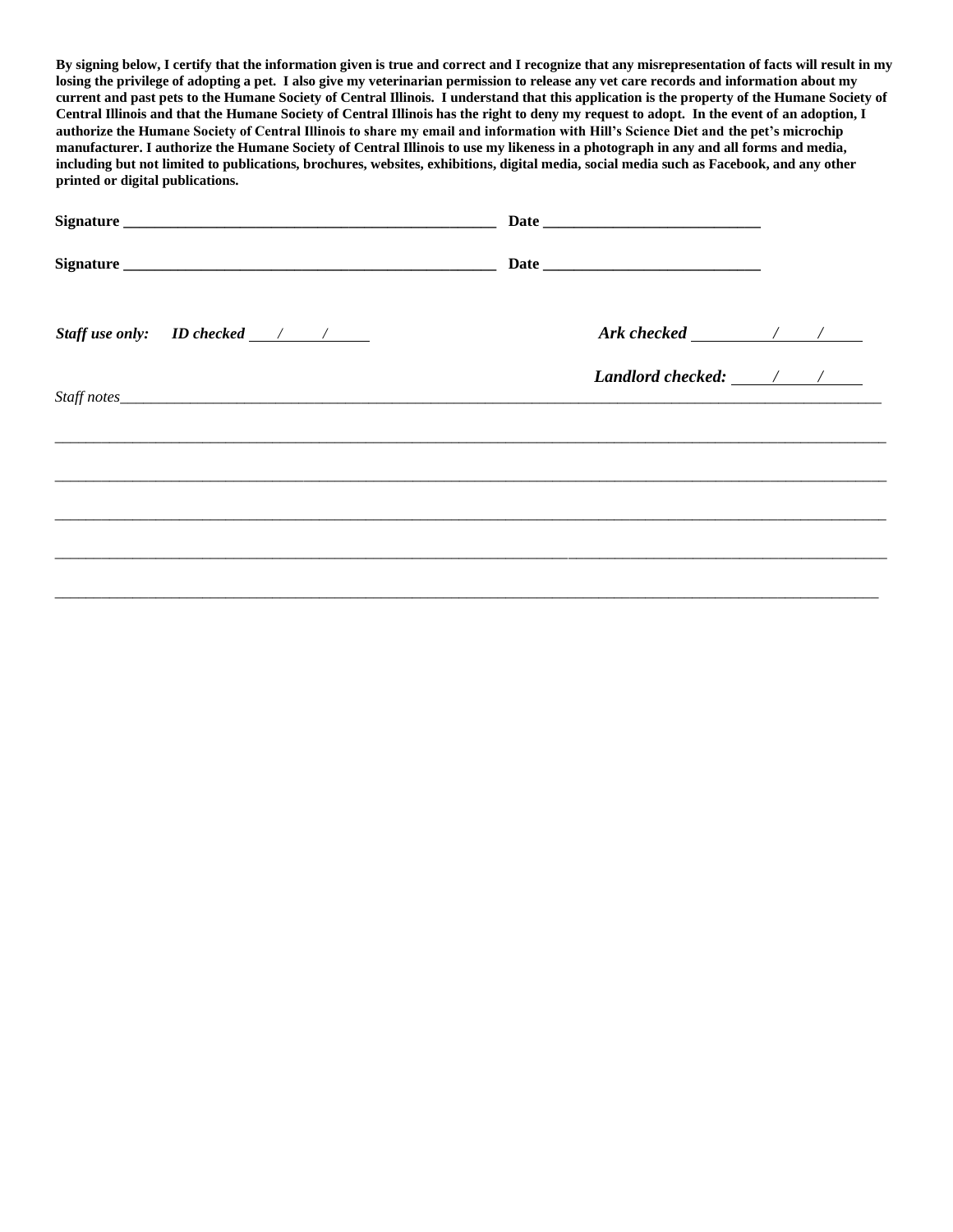**By signing below, I certify that the information given is true and correct and I recognize that any misrepresentation of facts will result in my losing the privilege of adopting a pet. I also give my veterinarian permission to release any vet care records and information about my current and past pets to the Humane Society of Central Illinois. I understand that this application is the property of the Humane Society of Central Illinois and that the Humane Society of Central Illinois has the right to deny my request to adopt. In the event of an adoption, I authorize the Humane Society of Central Illinois to share my email and information with Hill's Science Diet and the pet's microchip manufacturer. I authorize the Humane Society of Central Illinois to use my likeness in a photograph in any and all forms and media, including but not limited to publications, brochures, websites, exhibitions, digital media, social media such as Facebook, and any other printed or digital publications.**

**Signature** ________________________________________________ **Date** ___________________________

**Signature** ________________________________________________ **Date** ___________________________

***Staff use only:*** ***ID checked*** ____/____/____ ***Ark checked*** ____/____/____

***Landlord checked:*** ____/____/____

*Staff notes*_______________________________________________________________________________________________

_______________________________________________________________________________________________________

_______________________________________________________________________________________________________

_______________________________________________________________________________________________________

_______________________________________________________________________________________________________

_______________________________________________________________________________________________________